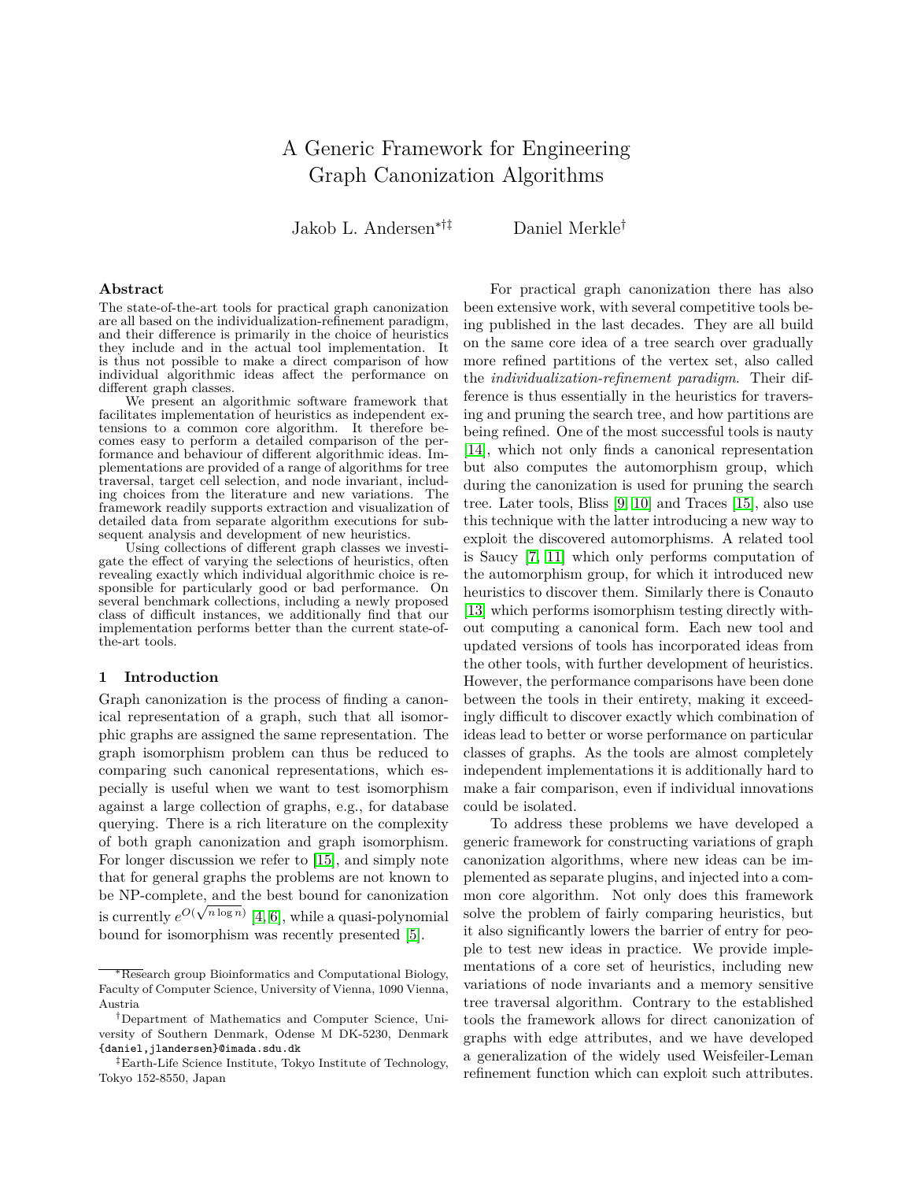# A Generic Framework for Engineering Graph Canonization Algorithms

Jakob L. Andersen[*†‡] Daniel Merkle[†]

## Abstract

The state-of-the-art tools for practical graph canonization are all based on the individualization-refinement paradigm, and their difference is primarily in the choice of heuristics they include and in the actual tool implementation. It is thus not possible to make a direct comparison of how individual algorithmic ideas affect the performance on different graph classes.

We present an algorithmic software framework that facilitates implementation of heuristics as independent extensions to a common core algorithm. It therefore becomes easy to perform a detailed comparison of the performance and behaviour of different algorithmic ideas. Implementations are provided of a range of algorithms for tree traversal, target cell selection, and node invariant, including choices from the literature and new variations. The framework readily supports extraction and visualization of detailed data from separate algorithm executions for subsequent analysis and development of new heuristics.

Using collections of different graph classes we investigate the effect of varying the selections of heuristics, often revealing exactly which individual algorithmic choice is responsible for particularly good or bad performance. On several benchmark collections, including a newly proposed class of difficult instances, we additionally find that our implementation performs better than the current state-of-the-art tools.

## 1 Introduction

Graph canonization is the process of finding a canonical representation of a graph, such that all isomorphic graphs are assigned the same representation. The graph isomorphism problem can thus be reduced to comparing such canonical representations, which especially is useful when we want to test isomorphism against a large collection of graphs, e.g., for database querying. There is a rich literature on the complexity of both graph canonization and graph isomorphism. For longer discussion we refer to [15], and simply note that for general graphs the problems are not known to be NP-complete, and the best bound for canonization is currently $e^{O(\sqrt{n \log n})}$ [4, 6], while a quasi-polynomial bound for isomorphism was recently presented [5].

For practical graph canonization there has also been extensive work, with several competitive tools being published in the last decades. They are all build on the same core idea of a tree search over gradually more refined partitions of the vertex set, also called the *individualization-refinement paradigm*. Their difference is thus essentially in the heuristics for traversing and pruning the search tree, and how partitions are being refined. One of the most successful tools is nauty [14], which not only finds a canonical representation but also computes the automorphism group, which during the canonization is used for pruning the search tree. Later tools, Bliss [9, 10] and Traces [15], also use this technique with the latter introducing a new way to exploit the discovered automorphisms. A related tool is Saucy [7, 11] which only performs computation of the automorphism group, for which it introduced new heuristics to discover them. Similarly there is Conauto [13] which performs isomorphism testing directly without computing a canonical form. Each new tool and updated versions of tools has incorporated ideas from the other tools, with further development of heuristics. However, the performance comparisons have been done between the tools in their entirety, making it exceedingly difficult to discover exactly which combination of ideas lead to better or worse performance on particular classes of graphs. As the tools are almost completely independent implementations it is additionally hard to make a fair comparison, even if individual innovations could be isolated.

To address these problems we have developed a generic framework for constructing variations of graph canonization algorithms, where new ideas can be implemented as separate plugins, and injected into a common core algorithm. Not only does this framework solve the problem of fairly comparing heuristics, but it also significantly lowers the barrier of entry for people to test new ideas in practice. We provide implementations of a core set of heuristics, including new variations of node invariants and a memory sensitive tree traversal algorithm. Contrary to the established tools the framework allows for direct canonization of graphs with edge attributes, and we have developed a generalization of the widely used Weisfeiler-Leman refinement function which can exploit such attributes.

---

[*] Research group Bioinformatics and Computational Biology, Faculty of Computer Science, University of Vienna, 1090 Vienna, Austria

[†] Department of Mathematics and Computer Science, University of Southern Denmark, Odense M DK-5230, Denmark {daniel,jlandersen}@imada.sdu.dk

[‡] Earth-Life Science Institute, Tokyo Institute of Technology, Tokyo 152-8550, Japan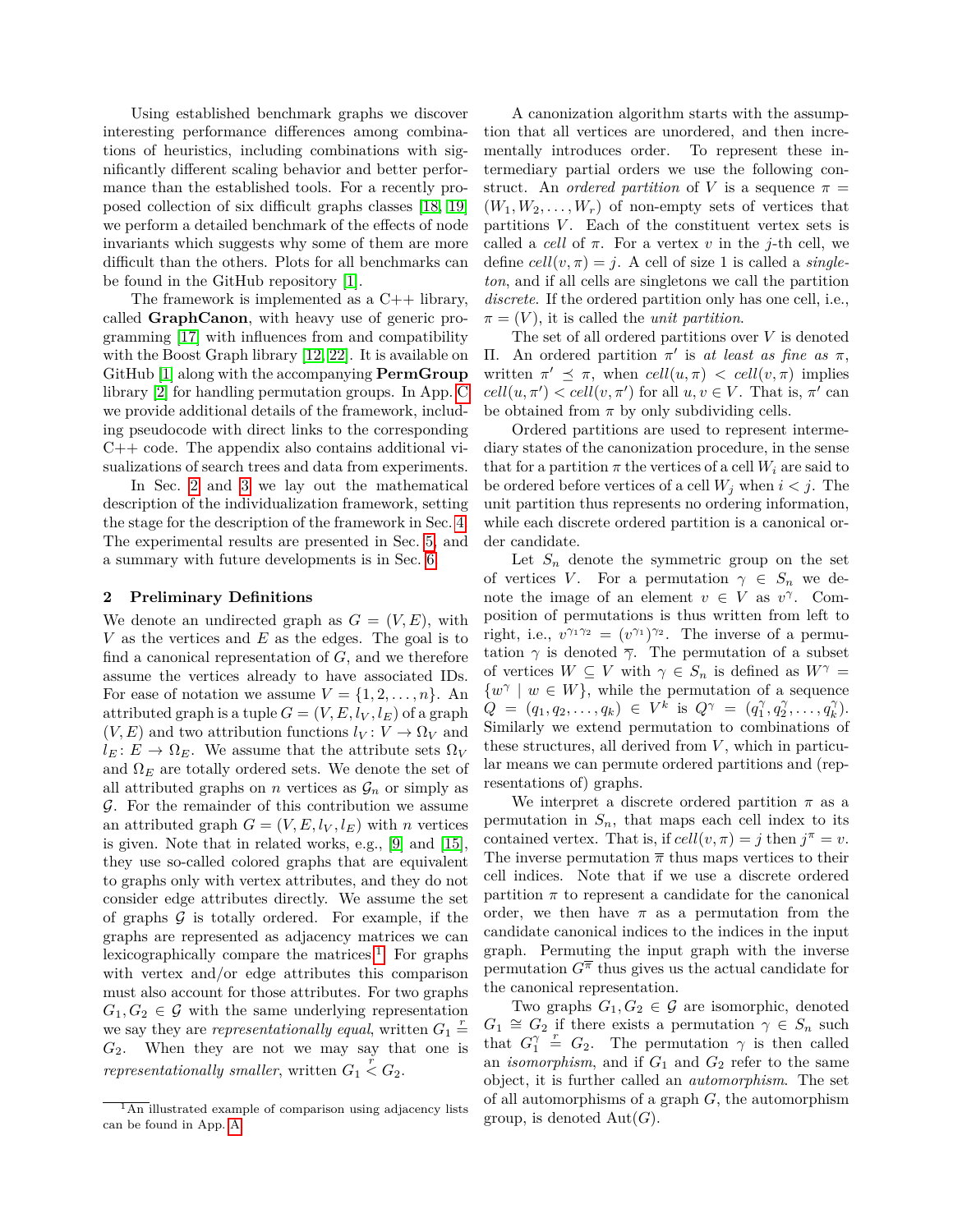Using established benchmark graphs we discover interesting performance differences among combinations of heuristics, including combinations with significantly different scaling behavior and better performance than the established tools. For a recently proposed collection of six difficult graphs classes [18, 19] we perform a detailed benchmark of the effects of node invariants which suggests why some of them are more difficult than the others. Plots for all benchmarks can be found in the GitHub repository [1].

The framework is implemented as a C++ library, called **GraphCanon**, with heavy use of generic programming [17] with influences from and compatibility with the Boost Graph library [12, 22]. It is available on GitHub [1] along with the accompanying **PermGroup** library [2] for handling permutation groups. In App. C we provide additional details of the framework, including pseudocode with direct links to the corresponding C++ code. The appendix also contains additional visualizations of search trees and data from experiments.

In Sec. 2 and 3 we lay out the mathematical description of the individualization framework, setting the stage for the description of the framework in Sec. 4. The experimental results are presented in Sec. 5, and a summary with future developments is in Sec. 6.

## 2 Preliminary Definitions

We denote an undirected graph as $G = (V, E)$, with $V$ as the vertices and $E$ as the edges. The goal is to find a canonical representation of $G$, and we therefore assume the vertices already to have associated IDs. For ease of notation we assume $V = \{1, 2, \ldots, n\}$. An attributed graph is a tuple $G = (V, E, l_V, l_E)$ of a graph $(V, E)$ and two attribution functions $l_V : V \to \Omega_V$ and $l_E : E \to \Omega_E$. We assume that the attribute sets $\Omega_V$ and $\Omega_E$ are totally ordered sets. We denote the set of all attributed graphs on $n$ vertices as $\mathcal{G}_n$ or simply as $\mathcal{G}$. For the remainder of this contribution we assume an attributed graph $G = (V, E, l_V, l_E)$ with $n$ vertices is given. Note that in related works, e.g., [9] and [15], they use so-called colored graphs that are equivalent to graphs only with vertex attributes, and they do not consider edge attributes directly. We assume the set of graphs $\mathcal{G}$ is totally ordered. For example, if the graphs are represented as adjacency matrices we can lexicographically compare the matrices.[1] For graphs with vertex and/or edge attributes this comparison must also account for those attributes. For two graphs $G_1, G_2 \in \mathcal{G}$ with the same underlying representation we say they are *representationally equal*, written $G_1 \overset{r}{=} G_2$. When they are not we may say that one is *representationally smaller*, written $G_1 \overset{r}{<} G_2$.

[1] An illustrated example of comparison using adjacency lists can be found in App. A.

A canonization algorithm starts with the assumption that all vertices are unordered, and then incrementally introduces order. To represent these intermediary partial orders we use the following construct. An *ordered partition* of $V$ is a sequence $\pi = (W_1, W_2, \ldots, W_r)$ of non-empty sets of vertices that partitions $V$. Each of the constituent vertex sets is called a *cell* of $\pi$. For a vertex $v$ in the $j$-th cell, we define $cell(v, \pi) = j$. A cell of size 1 is called a *singleton*, and if all cells are singletons we call the partition *discrete*. If the ordered partition only has one cell, i.e., $\pi = (V)$, it is called the *unit partition*.

The set of all ordered partitions over $V$ is denoted $\Pi$. An ordered partition $\pi'$ is *at least as fine as* $\pi$, written $\pi' \preceq \pi$, when $cell(u, \pi) < cell(v, \pi)$ implies $cell(u, \pi') < cell(v, \pi')$ for all $u, v \in V$. That is, $\pi'$ can be obtained from $\pi$ by only subdividing cells.

Ordered partitions are used to represent intermediary states of the canonization procedure, in the sense that for a partition $\pi$ the vertices of a cell $W_i$ are said to be ordered before vertices of a cell $W_j$ when $i < j$. The unit partition thus represents no ordering information, while each discrete ordered partition is a canonical order candidate.

Let $S_n$ denote the symmetric group on the set of vertices $V$. For a permutation $\gamma \in S_n$ we denote the image of an element $v \in V$ as $v^\gamma$. Composition of permutations is thus written from left to right, i.e., $v^{\gamma_1\gamma_2} = (v^{\gamma_1})^{\gamma_2}$. The inverse of a permutation $\gamma$ is denoted $\overline{\gamma}$. The permutation of a subset of vertices $W \subseteq V$ with $\gamma \in S_n$ is defined as $W^\gamma = \{w^\gamma \mid w \in W\}$, while the permutation of a sequence $Q = (q_1, q_2, \ldots, q_k) \in V^k$ is $Q^\gamma = (q_1^\gamma, q_2^\gamma, \ldots, q_k^\gamma)$. Similarly we extend permutation to combinations of these structures, all derived from $V$, which in particular means we can permute ordered partitions and (representations of) graphs.

We interpret a discrete ordered partition $\pi$ as a permutation in $S_n$, that maps each cell index to its contained vertex. That is, if $cell(v, \pi) = j$ then $j^\pi = v$. The inverse permutation $\overline{\pi}$ thus maps vertices to their cell indices. Note that if we use a discrete ordered partition $\pi$ to represent a candidate for the canonical order, we then have $\pi$ as a permutation from the candidate canonical indices to the indices in the input graph. Permuting the input graph with the inverse permutation $G^{\overline{\pi}}$ thus gives us the actual candidate for the canonical representation.

Two graphs $G_1, G_2 \in \mathcal{G}$ are isomorphic, denoted $G_1 \cong G_2$ if there exists a permutation $\gamma \in S_n$ such that $G_1^\gamma \overset{r}{=} G_2$. The permutation $\gamma$ is then called an *isomorphism*, and if $G_1$ and $G_2$ refer to the same object, it is further called an *automorphism*. The set of all automorphisms of a graph $G$, the automorphism group, is denoted $\mathrm{Aut}(G)$.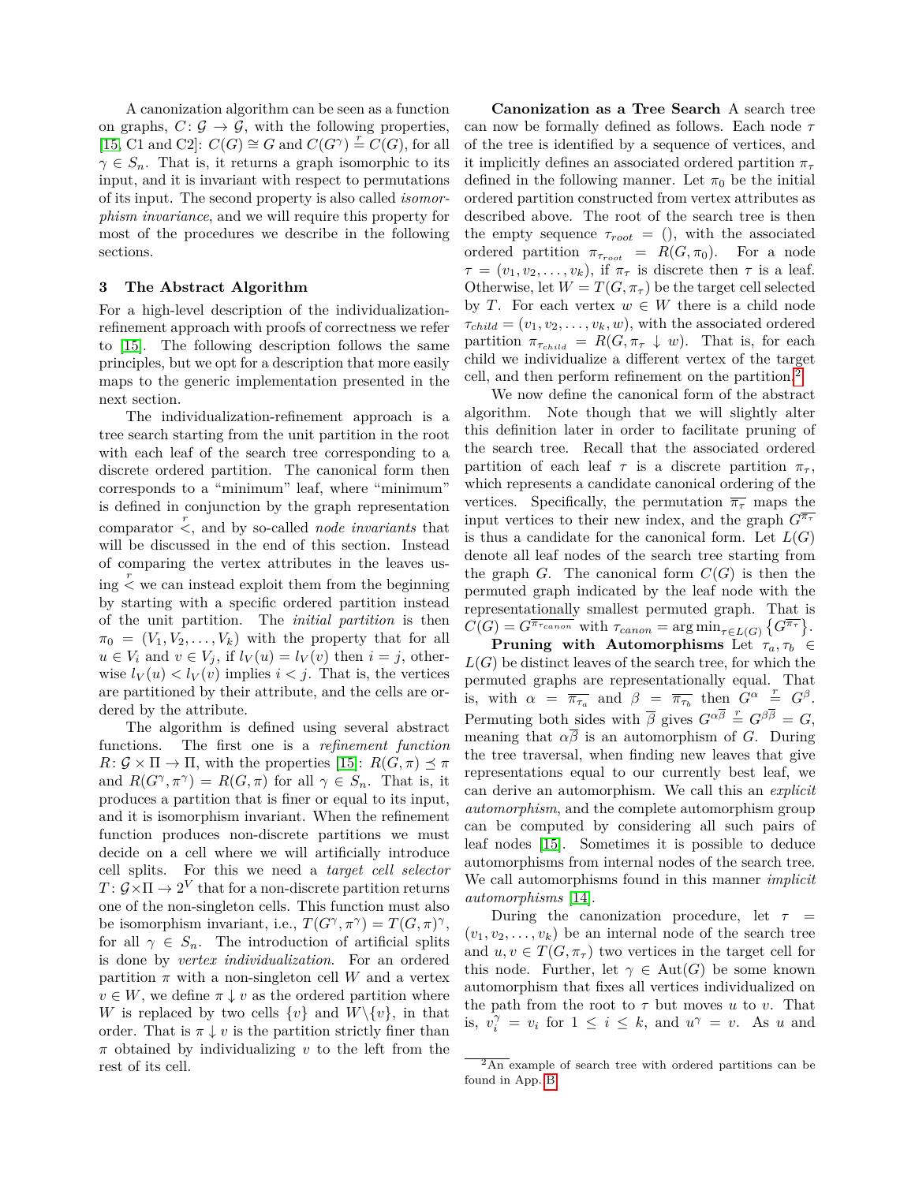A canonization algorithm can be seen as a function on graphs, $C\colon \mathcal{G} \to \mathcal{G}$, with the following properties, [15, C1 and C2]: $C(G) \cong G$ and $C(G^\gamma) \overset{r}{=} C(G)$, for all $\gamma \in S_n$. That is, it returns a graph isomorphic to its input, and it is invariant with respect to permutations of its input. The second property is also called *isomorphism invariance*, and we will require this property for most of the procedures we describe in the following sections.

## 3 The Abstract Algorithm

For a high-level description of the individualization-refinement approach with proofs of correctness we refer to [15]. The following description follows the same principles, but we opt for a description that more easily maps to the generic implementation presented in the next section.

The individualization-refinement approach is a tree search starting from the unit partition in the root with each leaf of the search tree corresponding to a discrete ordered partition. The canonical form then corresponds to a "minimum" leaf, where "minimum" is defined in conjunction by the graph representation comparator $\overset{r}{<}$, and by so-called *node invariants* that will be discussed in the end of this section. Instead of comparing the vertex attributes in the leaves using $\overset{r}{<}$ we can instead exploit them from the beginning by starting with a specific ordered partition instead of the unit partition. The *initial partition* is then $\pi_0 = (V_1, V_2, \ldots, V_k)$ with the property that for all $u \in V_i$ and $v \in V_j$, if $l_V(u) = l_V(v)$ then $i = j$, otherwise $l_V(u) < l_V(v)$ implies $i < j$. That is, the vertices are partitioned by their attribute, and the cells are ordered by the attribute.

The algorithm is defined using several abstract functions. The first one is a *refinement function* $R\colon \mathcal{G} \times \Pi \to \Pi$, with the properties [15]: $R(G, \pi) \preceq \pi$ and $R(G^\gamma, \pi^\gamma) = R(G, \pi)$ for all $\gamma \in S_n$. That is, it produces a partition that is finer or equal to its input, and it is isomorphism invariant. When the refinement function produces non-discrete partitions we must decide on a cell where we will artificially introduce cell splits. For this we need a *target cell selector* $T\colon \mathcal{G} \times \Pi \to 2^V$ that for a non-discrete partition returns one of the non-singleton cells. This function must also be isomorphism invariant, i.e., $T(G^\gamma, \pi^\gamma) = T(G, \pi)^\gamma$, for all $\gamma \in S_n$. The introduction of artificial splits is done by *vertex individualization*. For an ordered partition $\pi$ with a non-singleton cell $W$ and a vertex $v \in W$, we define $\pi \downarrow v$ as the ordered partition where $W$ is replaced by two cells $\{v\}$ and $W \backslash \{v\}$, in that order. That is $\pi \downarrow v$ is the partition strictly finer than $\pi$ obtained by individualizing $v$ to the left from the rest of its cell.

**Canonization as a Tree Search** A search tree can now be formally defined as follows. Each node $\tau$ of the tree is identified by a sequence of vertices, and it implicitly defines an associated ordered partition $\pi_\tau$ defined in the following manner. Let $\pi_0$ be the initial ordered partition constructed from vertex attributes as described above. The root of the search tree is then the empty sequence $\tau_{root} = ()$, with the associated ordered partition $\pi_{\tau_{root}} = R(G, \pi_0)$. For a node $\tau = (v_1, v_2, \ldots, v_k)$, if $\pi_\tau$ is discrete then $\tau$ is a leaf. Otherwise, let $W = T(G, \pi_\tau)$ be the target cell selected by $T$. For each vertex $w \in W$ there is a child node $\tau_{child} = (v_1, v_2, \ldots, v_k, w)$, with the associated ordered partition $\pi_{\tau_{child}} = R(G, \pi_\tau \downarrow w)$. That is, for each child we individualize a different vertex of the target cell, and then perform refinement on the partition.[2]

We now define the canonical form of the abstract algorithm. Note though that we will slightly alter this definition later in order to facilitate pruning of the search tree. Recall that the associated ordered partition of each leaf $\tau$ is a discrete partition $\pi_\tau$, which represents a candidate canonical ordering of the vertices. Specifically, the permutation $\overline{\pi_\tau}$ maps the input vertices to their new index, and the graph $G^{\overline{\pi_\tau}}$ is thus a candidate for the canonical form. Let $L(G)$ denote all leaf nodes of the search tree starting from the graph $G$. The canonical form $C(G)$ is then the permuted graph indicated by the leaf node with the representationally smallest permuted graph. That is $C(G) = G^{\overline{\pi_{\tau_{canon}}}}$ with $\tau_{canon} = \arg\min_{\tau \in L(G)} \left\{ G^{\overline{\pi_\tau}} \right\}$.

**Pruning with Automorphisms** Let $\tau_a, \tau_b \in L(G)$ be distinct leaves of the search tree, for which the permuted graphs are representationally equal. That is, with $\alpha = \overline{\pi_{\tau_a}}$ and $\beta = \overline{\pi_{\tau_b}}$ then $G^\alpha \overset{r}{=} G^\beta$. Permuting both sides with $\overline{\beta}$ gives $G^{\alpha\overline{\beta}} \overset{r}{=} G^{\beta\overline{\beta}} = G$, meaning that $\alpha\overline{\beta}$ is an automorphism of $G$. During the tree traversal, when finding new leaves that give representations equal to our currently best leaf, we can derive an automorphism. We call this an *explicit automorphism*, and the complete automorphism group can be computed by considering all such pairs of leaf nodes [15]. Sometimes it is possible to deduce automorphisms from internal nodes of the search tree. We call automorphisms found in this manner *implicit automorphisms* [14].

During the canonization procedure, let $\tau = (v_1, v_2, \ldots, v_k)$ be an internal node of the search tree and $u, v \in T(G, \pi_\tau)$ two vertices in the target cell for this node. Further, let $\gamma \in \mathrm{Aut}(G)$ be some known automorphism that fixes all vertices individualized on the path from the root to $\tau$ but moves $u$ to $v$. That is, $v_i^\gamma = v_i$ for $1 \leq i \leq k$, and $u^\gamma = v$. As $u$ and

[2] An example of search tree with ordered partitions can be found in App. B.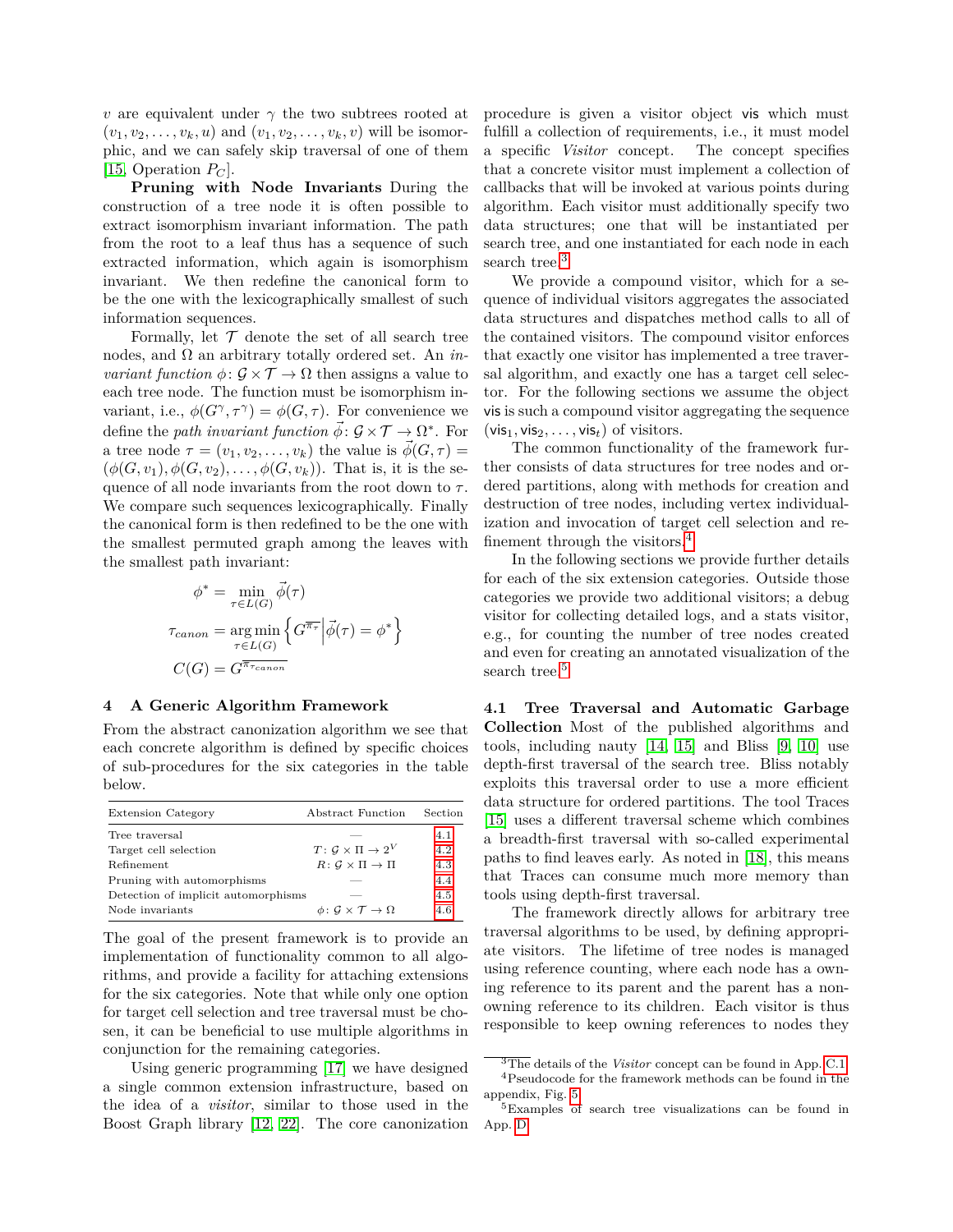$v$ are equivalent under $\gamma$ the two subtrees rooted at $(v_1, v_2, \ldots, v_k, u)$ and $(v_1, v_2, \ldots, v_k, v)$ will be isomorphic, and we can safely skip traversal of one of them [15, Operation $P_C$].

**Pruning with Node Invariants** During the construction of a tree node it is often possible to extract isomorphism invariant information. The path from the root to a leaf thus has a sequence of such extracted information, which again is isomorphism invariant. We then redefine the canonical form to be the one with the lexicographically smallest of such information sequences.

Formally, let $\mathcal{T}$ denote the set of all search tree nodes, and $\Omega$ an arbitrary totally ordered set. An *invariant function* $\phi\colon \mathcal{G} \times \mathcal{T} \to \Omega$ then assigns a value to each tree node. The function must be isomorphism invariant, i.e., $\phi(G^\gamma, \tau^\gamma) = \phi(G, \tau)$. For convenience we define the *path invariant function* $\vec{\phi}\colon \mathcal{G} \times \mathcal{T} \to \Omega^*$. For a tree node $\tau = (v_1, v_2, \ldots, v_k)$ the value is $\vec{\phi}(G, \tau) = (\phi(G, v_1), \phi(G, v_2), \ldots, \phi(G, v_k))$. That is, it is the sequence of all node invariants from the root down to $\tau$. We compare such sequences lexicographically. Finally the canonical form is then redefined to be the one with the smallest permuted graph among the leaves with the smallest path invariant:

$$\phi^* = \min_{\tau \in L(G)} \vec{\phi}(\tau)$$

$$\tau_{canon} = \operatorname*{arg\,min}_{\tau \in L(G)} \left\{ G^{\overline{\pi_\tau}} \middle| \vec{\phi}(\tau) = \phi^* \right\}$$

$$C(G) = G^{\overline{\pi_{\tau_{canon}}}}$$

## 4 A Generic Algorithm Framework

From the abstract canonization algorithm we see that each concrete algorithm is defined by specific choices of sub-procedures for the six categories in the table below.

| Extension Category | Abstract Function | Section |
|---|---|---|
| Tree traversal | — | 4.1 |
| Target cell selection | $T\colon \mathcal{G} \times \Pi \to 2^V$ | 4.2 |
| Refinement | $R\colon \mathcal{G} \times \Pi \to \Pi$ | 4.3 |
| Pruning with automorphisms | — | 4.4 |
| Detection of implicit automorphisms | — | 4.5 |
| Node invariants | $\phi\colon \mathcal{G} \times \mathcal{T} \to \Omega$ | 4.6 |

The goal of the present framework is to provide an implementation of functionality common to all algorithms, and provide a facility for attaching extensions for the six categories. Note that while only one option for target cell selection and tree traversal must be chosen, it can be beneficial to use multiple algorithms in conjunction for the remaining categories.

Using generic programming [17] we have designed a single common extension infrastructure, based on the idea of a *visitor*, similar to those used in the Boost Graph library [12, 22]. The core canonization procedure is given a visitor object vis which must fulfill a collection of requirements, i.e., it must model a specific *Visitor* concept. The concept specifies that a concrete visitor must implement a collection of callbacks that will be invoked at various points during algorithm. Each visitor must additionally specify two data structures; one that will be instantiated per search tree, and one instantiated for each node in each search tree.[3]

We provide a compound visitor, which for a sequence of individual visitors aggregates the associated data structures and dispatches method calls to all of the contained visitors. The compound visitor enforces that exactly one visitor has implemented a tree traversal algorithm, and exactly one has a target cell selector. For the following sections we assume the object vis is such a compound visitor aggregating the sequence $(\mathsf{vis}_1, \mathsf{vis}_2, \ldots, \mathsf{vis}_t)$ of visitors.

The common functionality of the framework further consists of data structures for tree nodes and ordered partitions, along with methods for creation and destruction of tree nodes, including vertex individualization and invocation of target cell selection and refinement through the visitors.[4]

In the following sections we provide further details for each of the six extension categories. Outside those categories we provide two additional visitors; a debug visitor for collecting detailed logs, and a stats visitor, e.g., for counting the number of tree nodes created and even for creating an annotated visualization of the search tree.[5]

### 4.1 Tree Traversal and Automatic Garbage Collection

Most of the published algorithms and tools, including nauty [14, 15] and Bliss [9, 10] use depth-first traversal of the search tree. Bliss notably exploits this traversal order to use a more efficient data structure for ordered partitions. The tool Traces [15] uses a different traversal scheme which combines a breadth-first traversal with so-called experimental paths to find leaves early. As noted in [18], this means that Traces can consume much more memory than tools using depth-first traversal.

The framework directly allows for arbitrary tree traversal algorithms to be used, by defining appropriate visitors. The lifetime of tree nodes is managed using reference counting, where each node has a owning reference to its parent and the parent has a non-owning reference to its children. Each visitor is thus responsible to keep owning references to nodes they

[3] The details of the *Visitor* concept can be found in App. C.1.

[4] Pseudocode for the framework methods can be found in the appendix, Fig. 5.

[5] Examples of search tree visualizations can be found in App. D.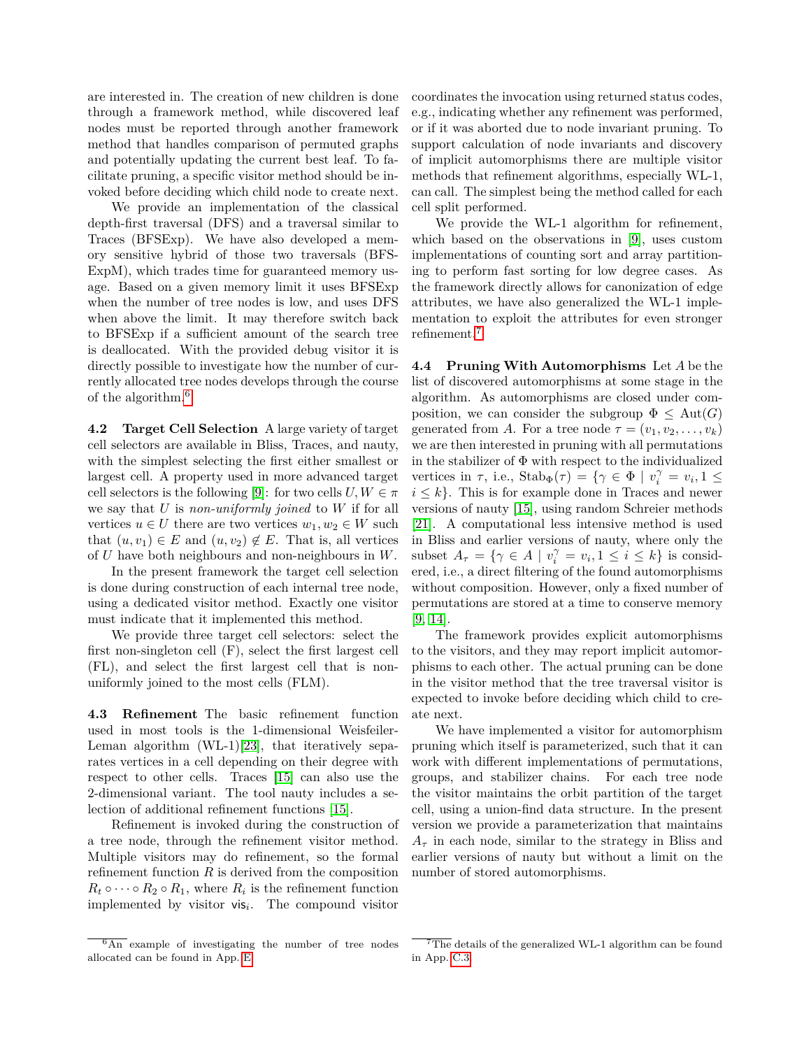are interested in. The creation of new children is done through a framework method, while discovered leaf nodes must be reported through another framework method that handles comparison of permuted graphs and potentially updating the current best leaf. To facilitate pruning, a specific visitor method should be invoked before deciding which child node to create next.

We provide an implementation of the classical depth-first traversal (DFS) and a traversal similar to Traces (BFSExp). We have also developed a memory sensitive hybrid of those two traversals (BFSExpM), which trades time for guaranteed memory usage. Based on a given memory limit it uses BFSExp when the number of tree nodes is low, and uses DFS when above the limit. It may therefore switch back to BFSExp if a sufficient amount of the search tree is deallocated. With the provided debug visitor it is directly possible to investigate how the number of currently allocated tree nodes develops through the course of the algorithm.[6]

**4.2 Target Cell Selection** A large variety of target cell selectors are available in Bliss, Traces, and nauty, with the simplest selecting the first either smallest or largest cell. A property used in more advanced target cell selectors is the following [9]: for two cells $U, W \in \pi$ we say that $U$ is *non-uniformly joined* to $W$ if for all vertices $u \in U$ there are two vertices $w_1, w_2 \in W$ such that $(u, v_1) \in E$ and $(u, v_2) \notin E$. That is, all vertices of $U$ have both neighbours and non-neighbours in $W$.

In the present framework the target cell selection is done during construction of each internal tree node, using a dedicated visitor method. Exactly one visitor must indicate that it implemented this method.

We provide three target cell selectors: select the first non-singleton cell (F), select the first largest cell (FL), and select the first largest cell that is non-uniformly joined to the most cells (FLM).

**4.3 Refinement** The basic refinement function used in most tools is the 1-dimensional Weisfeiler-Leman algorithm (WL-1)[23], that iteratively separates vertices in a cell depending on their degree with respect to other cells. Traces [15] can also use the 2-dimensional variant. The tool nauty includes a selection of additional refinement functions [15].

Refinement is invoked during the construction of a tree node, through the refinement visitor method. Multiple visitors may do refinement, so the formal refinement function $R$ is derived from the composition $R_t \circ \cdots \circ R_2 \circ R_1$, where $R_i$ is the refinement function implemented by visitor $\mathsf{vis}_i$. The compound visitor coordinates the invocation using returned status codes, e.g., indicating whether any refinement was performed, or if it was aborted due to node invariant pruning. To support calculation of node invariants and discovery of implicit automorphisms there are multiple visitor methods that refinement algorithms, especially WL-1, can call. The simplest being the method called for each cell split performed.

We provide the WL-1 algorithm for refinement, which based on the observations in [9], uses custom implementations of counting sort and array partitioning to perform fast sorting for low degree cases. As the framework directly allows for canonization of edge attributes, we have also generalized the WL-1 implementation to exploit the attributes for even stronger refinement.[7]

**4.4 Pruning With Automorphisms** Let $A$ be the list of discovered automorphisms at some stage in the algorithm. As automorphisms are closed under composition, we can consider the subgroup $\Phi \leq \mathrm{Aut}(G)$ generated from $A$. For a tree node $\tau = (v_1, v_2, \ldots, v_k)$ we are then interested in pruning with all permutations in the stabilizer of $\Phi$ with respect to the individualized vertices in $\tau$, i.e., $\mathrm{Stab}_\Phi(\tau) = \{\gamma \in \Phi \mid v_i^\gamma = v_i, 1 \leq i \leq k\}$. This is for example done in Traces and newer versions of nauty [15], using random Schreier methods [21]. A computational less intensive method is used in Bliss and earlier versions of nauty, where only the subset $A_\tau = \{\gamma \in A \mid v_i^\gamma = v_i, 1 \leq i \leq k\}$ is considered, i.e., a direct filtering of the found automorphisms without composition. However, only a fixed number of permutations are stored at a time to conserve memory [9, 14].

The framework provides explicit automorphisms to the visitors, and they may report implicit automorphisms to each other. The actual pruning can be done in the visitor method that the tree traversal visitor is expected to invoke before deciding which child to create next.

We have implemented a visitor for automorphism pruning which itself is parameterized, such that it can work with different implementations of permutations, groups, and stabilizer chains. For each tree node the visitor maintains the orbit partition of the target cell, using a union-find data structure. In the present version we provide a parameterization that maintains $A_\tau$ in each node, similar to the strategy in Bliss and earlier versions of nauty but without a limit on the number of stored automorphisms.

[6] An example of investigating the number of tree nodes allocated can be found in App. E.

[7] The details of the generalized WL-1 algorithm can be found in App. C.3.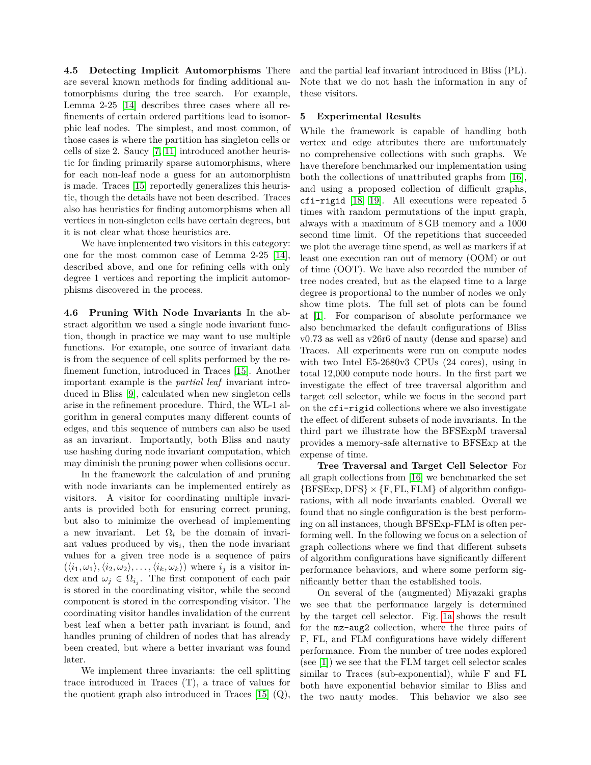**4.5 Detecting Implicit Automorphisms** There are several known methods for finding additional automorphisms during the tree search. For example, Lemma 2-25 [14] describes three cases where all refinements of certain ordered partitions lead to isomorphic leaf nodes. The simplest, and most common, of those cases is where the partition has singleton cells or cells of size 2. Saucy [7, 11] introduced another heuristic for finding primarily sparse automorphisms, where for each non-leaf node a guess for an automorphism is made. Traces [15] reportedly generalizes this heuristic, though the details have not been described. Traces also has heuristics for finding automorphisms when all vertices in non-singleton cells have certain degrees, but it is not clear what those heuristics are.

We have implemented two visitors in this category: one for the most common case of Lemma 2-25 [14], described above, and one for refining cells with only degree 1 vertices and reporting the implicit automorphisms discovered in the process.

**4.6 Pruning With Node Invariants** In the abstract algorithm we used a single node invariant function, though in practice we may want to use multiple functions. For example, one source of invariant data is from the sequence of cell splits performed by the refinement function, introduced in Traces [15]. Another important example is the *partial leaf* invariant introduced in Bliss [9], calculated when new singleton cells arise in the refinement procedure. Third, the WL-1 algorithm in general computes many different counts of edges, and this sequence of numbers can also be used as an invariant. Importantly, both Bliss and nauty use hashing during node invariant computation, which may diminish the pruning power when collisions occur.

In the framework the calculation of and pruning with node invariants can be implemented entirely as visitors. A visitor for coordinating multiple invariants is provided both for ensuring correct pruning, but also to minimize the overhead of implementing a new invariant. Let $\Omega_i$ be the domain of invariant values produced by $\mathsf{vis}_i$, then the node invariant values for a given tree node is a sequence of pairs $(\langle i_1, \omega_1\rangle, \langle i_2, \omega_2\rangle, \ldots, \langle i_k, \omega_k\rangle)$ where $i_j$ is a visitor index and $\omega_j \in \Omega_{i_j}$. The first component of each pair is stored in the coordinating visitor, while the second component is stored in the corresponding visitor. The coordinating visitor handles invalidation of the current best leaf when a better path invariant is found, and handles pruning of children of nodes that has already been created, but where a better invariant was found later.

We implement three invariants: the cell splitting trace introduced in Traces (T), a trace of values for the quotient graph also introduced in Traces [15] (Q), and the partial leaf invariant introduced in Bliss (PL). Note that we do not hash the information in any of these visitors.

## 5 Experimental Results

While the framework is capable of handling both vertex and edge attributes there are unfortunately no comprehensive collections with such graphs. We have therefore benchmarked our implementation using both the collections of unattributed graphs from [16], and using a proposed collection of difficult graphs, `cfi-rigid` [18, 19]. All executions were repeated 5 times with random permutations of the input graph, always with a maximum of 8 GB memory and a 1000 second time limit. Of the repetitions that succeeded we plot the average time spend, as well as markers if at least one execution ran out of memory (OOM) or out of time (OOT). We have also recorded the number of tree nodes created, but as the elapsed time to a large degree is proportional to the number of nodes we only show time plots. The full set of plots can be found at [1]. For comparison of absolute performance we also benchmarked the default configurations of Bliss v0.73 as well as v26r6 of nauty (dense and sparse) and Traces. All experiments were run on compute nodes with two Intel E5-2680v3 CPUs (24 cores), using in total 12,000 compute node hours. In the first part we investigate the effect of tree traversal algorithm and target cell selector, while we focus in the second part on the `cfi-rigid` collections where we also investigate the effect of different subsets of node invariants. In the third part we illustrate how the BFSExpM traversal provides a memory-safe alternative to BFSExp at the expense of time.

**Tree Traversal and Target Cell Selector** For all graph collections from [16] we benchmarked the set $\{\text{BFSExp}, \text{DFS}\} \times \{\text{F}, \text{FL}, \text{FLM}\}$ of algorithm configurations, with all node invariants enabled. Overall we found that no single configuration is the best performing on all instances, though BFSExp-FLM is often performing well. In the following we focus on a selection of graph collections where we find that different subsets of algorithm configurations have significantly different performance behaviors, and where some perform significantly better than the established tools.

On several of the (augmented) Miyazaki graphs we see that the performance largely is determined by the target cell selector. Fig. 1a shows the result for the `mz-aug2` collection, where the three pairs of F, FL, and FLM configurations have widely different performance. From the number of tree nodes explored (see [1]) we see that the FLM target cell selector scales similar to Traces (sub-exponential), while F and FL both have exponential behavior similar to Bliss and the two nauty modes. This behavior we also see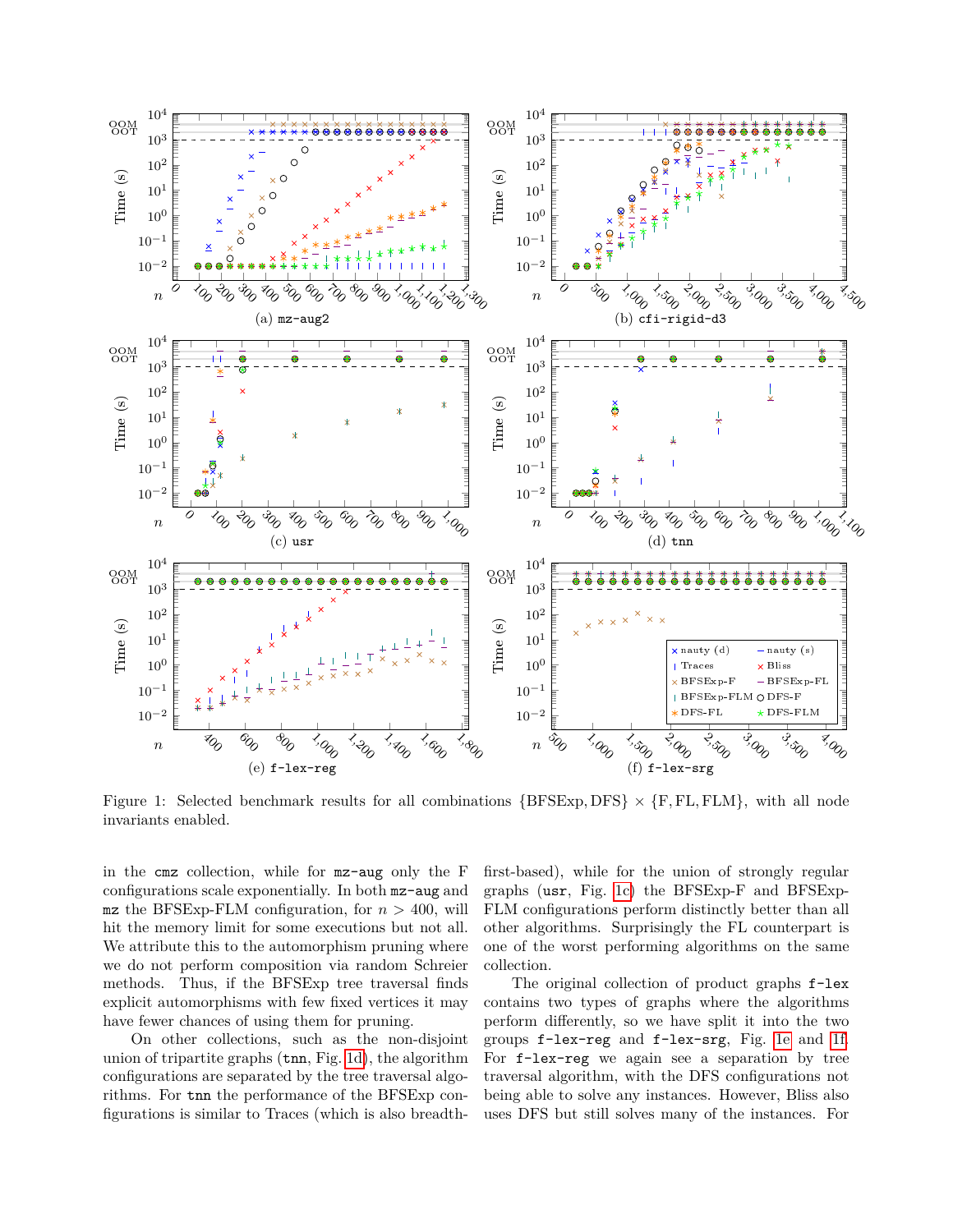Figure 1: Selected benchmark results for all combinations {BFSExp, DFS} × {F, FL, FLM}, with all node invariants enabled.

in the `cmz` collection, while for `mz-aug` only the F configurations scale exponentially. In both `mz-aug` and `mz` the BFSExp-FLM configuration, for $n > 400$, will hit the memory limit for some executions but not all. We attribute this to the automorphism pruning where we do not perform composition via random Schreier methods. Thus, if the BFSExp tree traversal finds explicit automorphisms with few fixed vertices it may have fewer chances of using them for pruning.

On other collections, such as the non-disjoint union of tripartite graphs (`tnn`, Fig. 1d), the algorithm configurations are separated by the tree traversal algorithms. For `tnn` the performance of the BFSExp configurations is similar to Traces (which is also breadth-first-based), while for the union of strongly regular graphs (`usr`, Fig. 1c) the BFSExp-F and BFSExp-FLM configurations perform distinctly better than all other algorithms. Surprisingly the FL counterpart is one of the worst performing algorithms on the same collection.

The original collection of product graphs `f-lex` contains two types of graphs where the algorithms perform differently, so we have split it into the two groups `f-lex-reg` and `f-lex-srg`, Fig. 1e and 1f. For `f-lex-reg` we again see a separation by tree traversal algorithm, with the DFS configurations not being able to solve any instances. However, Bliss also uses DFS but still solves many of the instances. For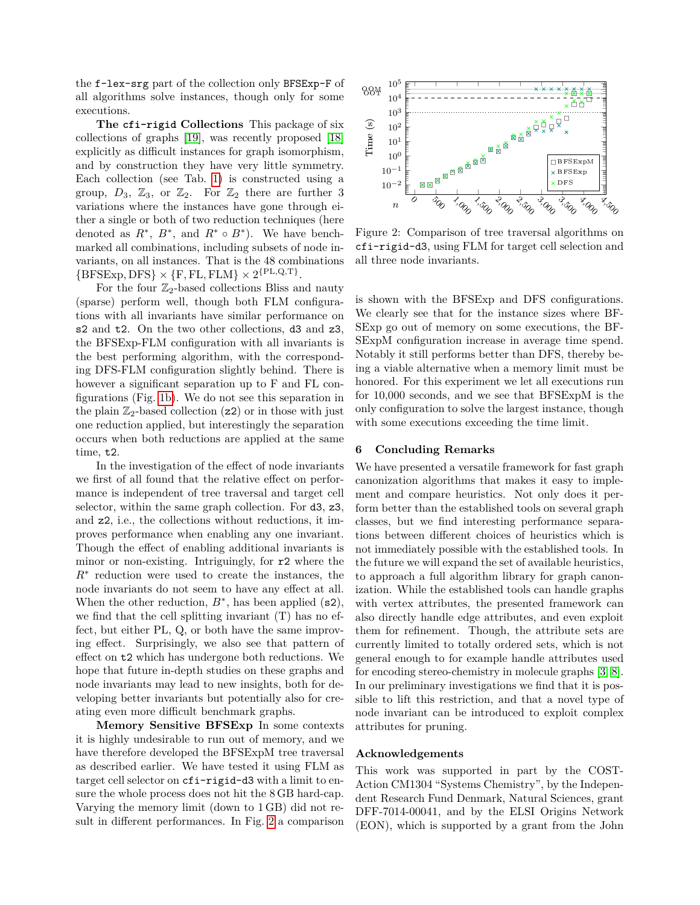the `f-lex-srg` part of the collection only `BFSExp-F` of all algorithms solve instances, though only for some executions.

**The `cfi-rigid` Collections** This package of six collections of graphs [19], was recently proposed [18] explicitly as difficult instances for graph isomorphism, and by construction they have very little symmetry. Each collection (see Tab. 1) is constructed using a group, $D_3$, $\mathbb{Z}_3$, or $\mathbb{Z}_2$. For $\mathbb{Z}_2$ there are further 3 variations where the instances have gone through either a single or both of two reduction techniques (here denoted as $R^*$, $B^*$, and $R^* \circ B^*$). We have benchmarked all combinations, including subsets of node invariants, on all instances. That is the 48 combinations $\{\text{BFSExp}, \text{DFS}\} \times \{\text{F}, \text{FL}, \text{FLM}\} \times 2^{\{\text{PL},\text{Q},\text{T}\}}$.

For the four $\mathbb{Z}_2$-based collections Bliss and nauty (sparse) perform well, though both FLM configurations with all invariants have similar performance on `s2` and `t2`. On the two other collections, `d3` and `z3`, the BFSExp-FLM configuration with all invariants is the best performing algorithm, with the corresponding DFS-FLM configuration slightly behind. There is however a significant separation up to F and FL configurations (Fig. 1b). We do not see this separation in the plain $\mathbb{Z}_2$-based collection (`z2`) or in those with just one reduction applied, but interestingly the separation occurs when both reductions are applied at the same time, `t2`.

In the investigation of the effect of node invariants we first of all found that the relative effect on performance is independent of tree traversal and target cell selector, within the same graph collection. For `d3`, `z3`, and `z2`, i.e., the collections without reductions, it improves performance when enabling any one invariant. Though the effect of enabling additional invariants is minor or non-existing. Intriguingly, for `r2` where the $R^*$ reduction were used to create the instances, the node invariants do not seem to have any effect at all. When the other reduction, $B^*$, has been applied (`s2`), we find that the cell splitting invariant (T) has no effect, but either PL, Q, or both have the same improving effect. Surprisingly, we also see that pattern of effect on `t2` which has undergone both reductions. We hope that future in-depth studies on these graphs and node invariants may lead to new insights, both for developing better invariants but potentially also for creating even more difficult benchmark graphs.

**Memory Sensitive BFSExp** In some contexts it is highly undesirable to run out of memory, and we have therefore developed the BFSExpM tree traversal as described earlier. We have tested it using FLM as target cell selector on `cfi-rigid-d3` with a limit to ensure the whole process does not hit the 8 GB hard-cap. Varying the memory limit (down to 1 GB) did not result in different performances. In Fig. 2 a comparison is shown with the BFSExp and DFS configurations. We clearly see that for the instance sizes where BFSExp go out of memory on some executions, the BFSExpM configuration increase in average time spend. Notably it still performs better than DFS, thereby being a viable alternative when a memory limit must be honored. For this experiment we let all executions run for 10,000 seconds, and we see that BFSExpM is the only configuration to solve the largest instance, though with some executions exceeding the time limit.

Figure 2: Comparison of tree traversal algorithms on `cfi-rigid-d3`, using FLM for target cell selection and all three node invariants.

## 6 Concluding Remarks

We have presented a versatile framework for fast graph canonization algorithms that makes it easy to implement and compare heuristics. Not only does it perform better than the established tools on several graph classes, but we find interesting performance separations between different choices of heuristics which is not immediately possible with the established tools. In the future we will expand the set of available heuristics, to approach a full algorithm library for graph canonization. While the established tools can handle graphs with vertex attributes, the presented framework can also directly handle edge attributes, and even exploit them for refinement. Though, the attribute sets are currently limited to totally ordered sets, which is not general enough to for example handle attributes used for encoding stereo-chemistry in molecule graphs [3, 8]. In our preliminary investigations we find that it is possible to lift this restriction, and that a novel type of node invariant can be introduced to exploit complex attributes for pruning.

### Acknowledgements

This work was supported in part by the COST-Action CM1304 "Systems Chemistry", by the Independent Research Fund Denmark, Natural Sciences, grant DFF-7014-00041, and by the ELSI Origins Network (EON), which is supported by a grant from the John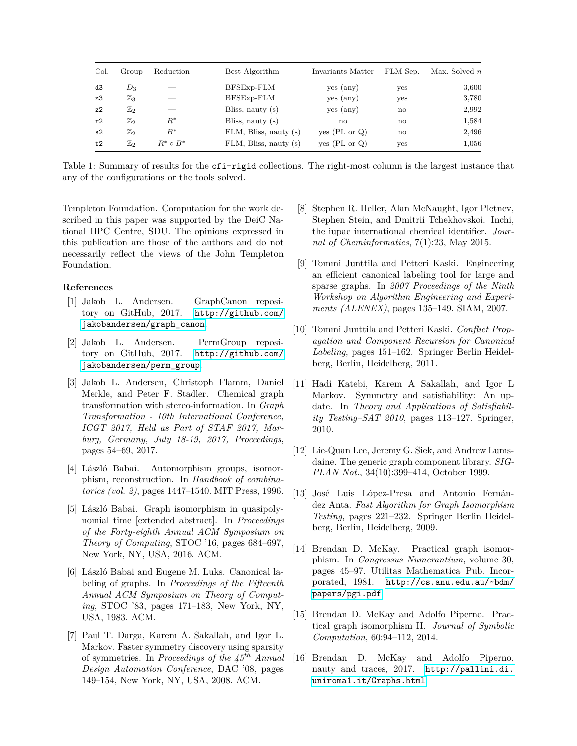| Col. | Group | Reduction | Best Algorithm | Invariants Matter | FLM Sep. | Max. Solved $n$ |
|---|---|---|---|---|---|---|
| d3 | $D_3$ | — | BFSExp-FLM | yes (any) | yes | 3,600 |
| z3 | $\mathbb{Z}_3$ | — | BFSExp-FLM | yes (any) | yes | 3,780 |
| z2 | $\mathbb{Z}_2$ | — | Bliss, nauty (s) | yes (any) | no | 2,992 |
| r2 | $\mathbb{Z}_2$ | $R^*$ | Bliss, nauty (s) | no | no | 1,584 |
| s2 | $\mathbb{Z}_2$ | $B^*$ | FLM, Bliss, nauty (s) | yes (PL or Q) | no | 2,496 |
| t2 | $\mathbb{Z}_2$ | $R^* \circ B^*$ | FLM, Bliss, nauty (s) | yes (PL or Q) | yes | 1,056 |

Table 1: Summary of results for the `cfi-rigid` collections. The right-most column is the largest instance that any of the configurations or the tools solved.

Templeton Foundation. Computation for the work described in this paper was supported by the DeiC National HPC Centre, SDU. The opinions expressed in this publication are those of the authors and do not necessarily reflect the views of the John Templeton Foundation.

## References

[1] Jakob L. Andersen. GraphCanon repository on GitHub, 2017. http://github.com/jakobandersen/graph_canon.

[2] Jakob L. Andersen. PermGroup repository on GitHub, 2017. http://github.com/jakobandersen/perm_group.

[3] Jakob L. Andersen, Christoph Flamm, Daniel Merkle, and Peter F. Stadler. Chemical graph transformation with stereo-information. In *Graph Transformation - 10th International Conference, ICGT 2017, Held as Part of STAF 2017, Marburg, Germany, July 18-19, 2017, Proceedings*, pages 54–69, 2017.

[4] László Babai. Automorphism groups, isomorphism, reconstruction. In *Handbook of combinatorics (vol. 2)*, pages 1447–1540. MIT Press, 1996.

[5] László Babai. Graph isomorphism in quasipolynomial time [extended abstract]. In *Proceedings of the Forty-eighth Annual ACM Symposium on Theory of Computing*, STOC '16, pages 684–697, New York, NY, USA, 2016. ACM.

[6] László Babai and Eugene M. Luks. Canonical labeling of graphs. In *Proceedings of the Fifteenth Annual ACM Symposium on Theory of Computing*, STOC '83, pages 171–183, New York, NY, USA, 1983. ACM.

[7] Paul T. Darga, Karem A. Sakallah, and Igor L. Markov. Faster symmetry discovery using sparsity of symmetries. In *Proceedings of the 45$^{th}$ Annual Design Automation Conference*, DAC '08, pages 149–154, New York, NY, USA, 2008. ACM.

[8] Stephen R. Heller, Alan McNaught, Igor Pletnev, Stephen Stein, and Dmitrii Tchekhovskoi. Inchi, the iupac international chemical identifier. *Journal of Cheminformatics*, 7(1):23, May 2015.

[9] Tommi Junttila and Petteri Kaski. Engineering an efficient canonical labeling tool for large and sparse graphs. In *2007 Proceedings of the Ninth Workshop on Algorithm Engineering and Experiments (ALENEX)*, pages 135–149. SIAM, 2007.

[10] Tommi Junttila and Petteri Kaski. *Conflict Propagation and Component Recursion for Canonical Labeling*, pages 151–162. Springer Berlin Heidelberg, Berlin, Heidelberg, 2011.

[11] Hadi Katebi, Karem A Sakallah, and Igor L Markov. Symmetry and satisfiability: An update. In *Theory and Applications of Satisfiability Testing–SAT 2010*, pages 113–127. Springer, 2010.

[12] Lie-Quan Lee, Jeremy G. Siek, and Andrew Lumsdaine. The generic graph component library. *SIGPLAN Not.*, 34(10):399–414, October 1999.

[13] José Luis López-Presa and Antonio Fernández Anta. *Fast Algorithm for Graph Isomorphism Testing*, pages 221–232. Springer Berlin Heidelberg, Berlin, Heidelberg, 2009.

[14] Brendan D. McKay. Practical graph isomorphism. In *Congressus Numerantium*, volume 30, pages 45–97. Utilitas Mathematica Pub. Incorporated, 1981. http://cs.anu.edu.au/~bdm/papers/pgi.pdf.

[15] Brendan D. McKay and Adolfo Piperno. Practical graph isomorphism II. *Journal of Symbolic Computation*, 60:94–112, 2014.

[16] Brendan D. McKay and Adolfo Piperno. nauty and traces, 2017. http://pallini.di.uniroma1.it/Graphs.html.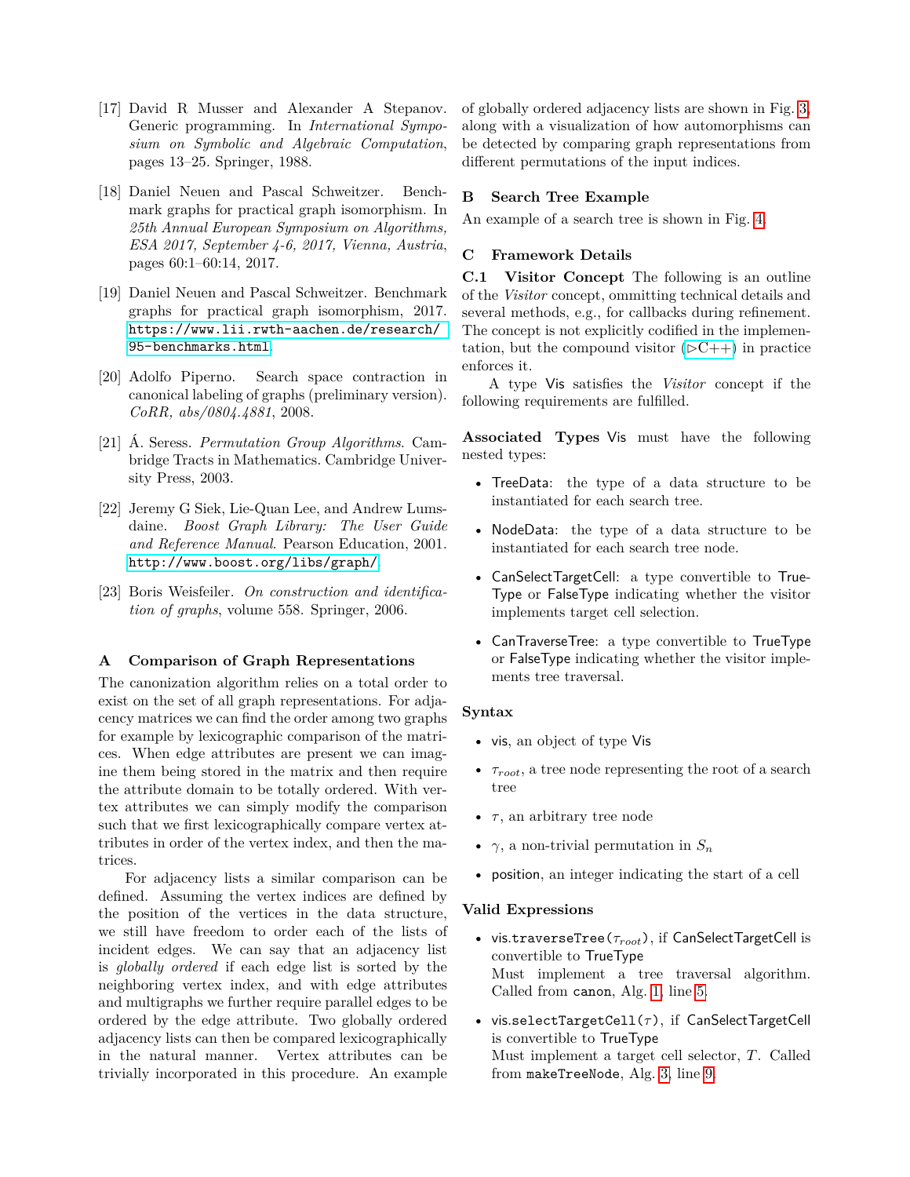[17] David R Musser and Alexander A Stepanov. Generic programming. In *International Symposium on Symbolic and Algebraic Computation*, pages 13–25. Springer, 1988.

[18] Daniel Neuen and Pascal Schweitzer. Benchmark graphs for practical graph isomorphism. In *25th Annual European Symposium on Algorithms, ESA 2017, September 4-6, 2017, Vienna, Austria*, pages 60:1–60:14, 2017.

[19] Daniel Neuen and Pascal Schweitzer. Benchmark graphs for practical graph isomorphism, 2017. `https://www.lii.rwth-aachen.de/research/95-benchmarks.html`.

[20] Adolfo Piperno. Search space contraction in canonical labeling of graphs (preliminary version). *CoRR, abs/0804.4881*, 2008.

[21] Á. Seress. *Permutation Group Algorithms*. Cambridge Tracts in Mathematics. Cambridge University Press, 2003.

[22] Jeremy G Siek, Lie-Quan Lee, and Andrew Lumsdaine. *Boost Graph Library: The User Guide and Reference Manual*. Pearson Education, 2001. `http://www.boost.org/libs/graph/`.

[23] Boris Weisfeiler. *On construction and identification of graphs*, volume 558. Springer, 2006.

## A Comparison of Graph Representations

The canonization algorithm relies on a total order to exist on the set of all graph representations. For adjacency matrices we can find the order among two graphs for example by lexicographic comparison of the matrices. When edge attributes are present we can imagine them being stored in the matrix and then require the attribute domain to be totally ordered. With vertex attributes we can simply modify the comparison such that we first lexicographically compare vertex attributes in order of the vertex index, and then the matrices.

For adjacency lists a similar comparison can be defined. Assuming the vertex indices are defined by the position of the vertices in the data structure, we still have freedom to order each of the lists of incident edges. We can say that an adjacency list is *globally ordered* if each edge list is sorted by the neighboring vertex index, and with edge attributes and multigraphs we further require parallel edges to be ordered by the edge attribute. Two globally ordered adjacency lists can then be compared lexicographically in the natural manner. Vertex attributes can be trivially incorporated in this procedure. An example of globally ordered adjacency lists are shown in Fig. 3, along with a visualization of how automorphisms can be detected by comparing graph representations from different permutations of the input indices.

## B Search Tree Example

An example of a search tree is shown in Fig. 4.

## C Framework Details

**C.1 Visitor Concept** The following is an outline of the *Visitor* concept, ommitting technical details and several methods, e.g., for callbacks during refinement. The concept is not explicitly codified in the implementation, but the compound visitor (▷C++) in practice enforces it.

A type Vis satisfies the *Visitor* concept if the following requirements are fulfilled.

**Associated Types** Vis must have the following nested types:

- TreeData: the type of a data structure to be instantiated for each search tree.
- NodeData: the type of a data structure to be instantiated for each search tree node.
- CanSelectTargetCell: a type convertible to TrueType or FalseType indicating whether the visitor implements target cell selection.
- CanTraverseTree: a type convertible to TrueType or FalseType indicating whether the visitor implements tree traversal.

**Syntax**

- vis, an object of type Vis
- $\tau_{root}$, a tree node representing the root of a search tree
- $\tau$, an arbitrary tree node
- $\gamma$, a non-trivial permutation in $S_n$
- position, an integer indicating the start of a cell

**Valid Expressions**

- vis.traverseTree($\tau_{root}$), if CanSelectTargetCell is convertible to TrueType
  Must implement a tree traversal algorithm. Called from `canon`, Alg. 1, line 5.
- vis.selectTargetCell($\tau$), if CanSelectTargetCell is convertible to TrueType
  Must implement a target cell selector, $T$. Called from `makeTreeNode`, Alg. 3, line 9.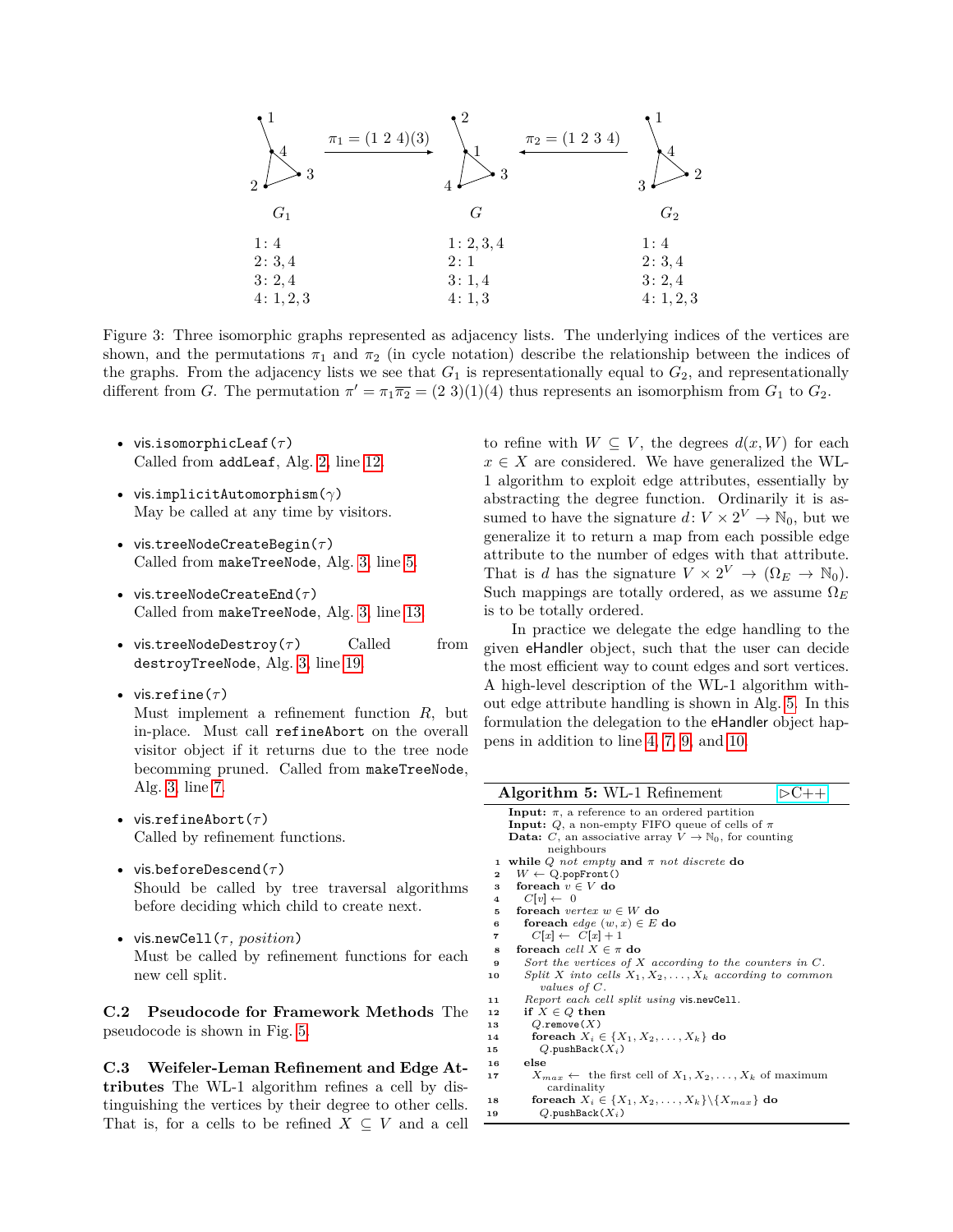$G_1$ &nbsp;&nbsp;&nbsp;&nbsp; $\pi_1 = (1\ 2\ 4)(3)$ &nbsp;&nbsp;&nbsp;&nbsp; $G$ &nbsp;&nbsp;&nbsp;&nbsp; $\pi_2 = (1\ 2\ 3\ 4)$ &nbsp;&nbsp;&nbsp;&nbsp; $G_2$

| $G_1$ | $G$ | $G_2$ |
|---|---|---|
| 1: 4 | 1: 2, 3, 4 | 1: 4 |
| 2: 3, 4 | 2: 1 | 2: 3, 4 |
| 3: 2, 4 | 3: 1, 4 | 3: 2, 4 |
| 4: 1, 2, 3 | 4: 1, 3 | 4: 1, 2, 3 |

Figure 3: Three isomorphic graphs represented as adjacency lists. The underlying indices of the vertices are shown, and the permutations $\pi_1$ and $\pi_2$ (in cycle notation) describe the relationship between the indices of the graphs. From the adjacency lists we see that $G_1$ is representationally equal to $G_2$, and representationally different from $G$. The permutation $\pi' = \pi_1\overline{\pi_2} = (2\ 3)(1)(4)$ thus represents an isomorphism from $G_1$ to $G_2$.

- `vis.isomorphicLeaf`($\tau$)
  Called from `addLeaf`, Alg. 2, line 12.
- `vis.implicitAutomorphism`($\gamma$)
  May be called at any time by visitors.
- `vis.treeNodeCreateBegin`($\tau$)
  Called from `makeTreeNode`, Alg. 3, line 5.
- `vis.treeNodeCreateEnd`($\tau$)
  Called from `makeTreeNode`, Alg. 3, line 13.
- `vis.treeNodeDestroy`($\tau$) Called from `destroyTreeNode`, Alg. 3, line 19.
- `vis.refine`($\tau$)
  Must implement a refinement function $R$, but in-place. Must call `refineAbort` on the overall visitor object if it returns due to the tree node becomming pruned. Called from `makeTreeNode`, Alg. 3, line 7.
- `vis.refineAbort`($\tau$)
  Called by refinement functions.
- `vis.beforeDescend`($\tau$)
  Should be called by tree traversal algorithms before deciding which child to create next.
- `vis.newCell`($\tau$, *position*)
  Must be called by refinement functions for each new cell split.

**C.2 Pseudocode for Framework Methods** The pseudocode is shown in Fig. 5.

**C.3 Weifeler-Leman Refinement and Edge Attributes** The WL-1 algorithm refines a cell by distinguishing the vertices by their degree to other cells. That is, for a cells to be refined $X \subseteq V$ and a cell to refine with $W \subseteq V$, the degrees $d(x, W)$ for each $x \in X$ are considered. We have generalized the WL-1 algorithm to exploit edge attributes, essentially by abstracting the degree function. Ordinarily it is assumed to have the signature $d\colon V \times 2^V \to \mathbb{N}_0$, but we generalize it to return a map from each possible edge attribute to the number of edges with that attribute. That is $d$ has the signature $V \times 2^V \to (\Omega_E \to \mathbb{N}_0)$. Such mappings are totally ordered, as we assume $\Omega_E$ is to be totally ordered.

In practice we delegate the edge handling to the given eHandler object, such that the user can decide the most efficient way to count edges and sort vertices. A high-level description of the WL-1 algorithm without edge attribute handling is shown in Alg. 5. In this formulation the delegation to the eHandler object happens in addition to line 4, 7, 9, and 10.

**Algorithm 5:** WL-1 Refinement ▷C++

**Input:** $\pi$, a reference to an ordered partition
**Input:** $Q$, a non-empty FIFO queue of cells of $\pi$
**Data:** $C$, an associative array $V \to \mathbb{N}_0$, for counting neighbours

```
1  while Q not empty and π not discrete do
2    W ← Q.popFront()
3    foreach v ∈ V do
4      C[v] ← 0
5    foreach vertex w ∈ W do
6      foreach edge (w, x) ∈ E do
7        C[x] ← C[x] + 1
8    foreach cell X ∈ π do
9      Sort the vertices of X according to the counters in C.
10     Split X into cells X_1, X_2, ..., X_k according to common values of C.
11     Report each cell split using vis.newCell.
12     if X ∈ Q then
13       Q.remove(X)
14       foreach X_i ∈ {X_1, X_2, ..., X_k} do
15         Q.pushBack(X_i)
16     else
17       X_max ← the first cell of X_1, X_2, ..., X_k of maximum cardinality
18       foreach X_i ∈ {X_1, X_2, ..., X_k}\{X_max} do
19         Q.pushBack(X_i)
```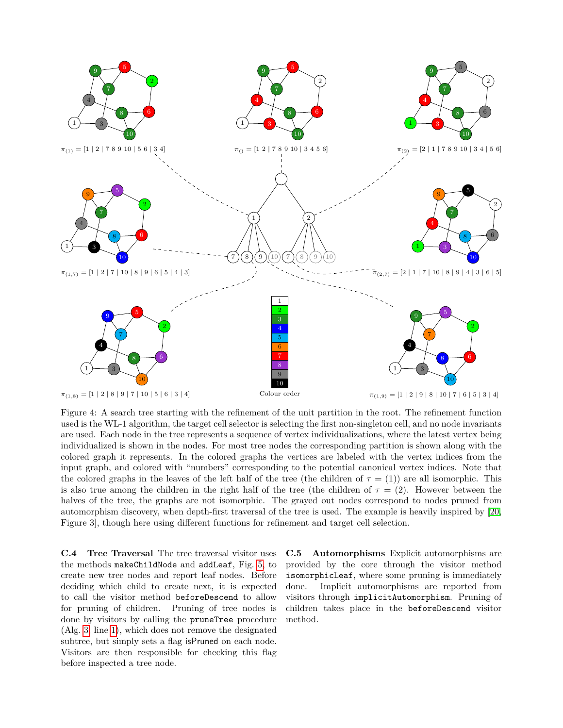$\pi_{(1)} = [1 \mid 2 \mid 7\ 8\ 9\ 10 \mid 5\ 6 \mid 3\ 4]$

$\pi_{()} = [1\ 2 \mid 7\ 8\ 9\ 10 \mid 3\ 4\ 5\ 6]$

$\pi_{(2)} = [2 \mid 1 \mid 7\ 8\ 9\ 10 \mid 3\ 4 \mid 5\ 6]$

$\pi_{(1,7)} = [1 \mid 2 \mid 7 \mid 10 \mid 8 \mid 9 \mid 6 \mid 5 \mid 4 \mid 3]$

$\pi_{(2,7)} = [2 \mid 1 \mid 7 \mid 10 \mid 8 \mid 9 \mid 4 \mid 3 \mid 6 \mid 5]$

$\pi_{(1,8)} = [1 \mid 2 \mid 8 \mid 9 \mid 7 \mid 10 \mid 5 \mid 6 \mid 3 \mid 4]$

$\pi_{(1,9)} = [1 \mid 2 \mid 9 \mid 8 \mid 10 \mid 7 \mid 6 \mid 5 \mid 3 \mid 4]$

Colour order

Figure 4: A search tree starting with the refinement of the unit partition in the root. The refinement function used is the WL-1 algorithm, the target cell selector is selecting the first non-singleton cell, and no node invariants are used. Each node in the tree represents a sequence of vertex individualizations, where the latest vertex being individualized is shown in the nodes. For most tree nodes the corresponding partition is shown along with the colored graph it represents. In the colored graphs the vertices are labeled with the vertex indices from the input graph, and colored with "numbers" corresponding to the potential canonical vertex indices. Note that the colored graphs in the leaves of the left half of the tree (the children of $\tau = (1)$) are all isomorphic. This is also true among the children in the right half of the tree (the children of $\tau = (2)$. However between the halves of the tree, the graphs are not isomorphic. The grayed out nodes correspond to nodes pruned from automorphism discovery, when depth-first traversal of the tree is used. The example is heavily inspired by [20, Figure 3], though here using different functions for refinement and target cell selection.

**C.4 Tree Traversal** The tree traversal visitor uses the methods `makeChildNode` and `addLeaf`, Fig. 5, to create new tree nodes and report leaf nodes. Before deciding which child to create next, it is expected to call the visitor method `beforeDescend` to allow for pruning of children. Pruning of tree nodes is done by visitors by calling the `pruneTree` procedure (Alg. 3, line 1), which does not remove the designated subtree, but simply sets a flag isPruned on each node. Visitors are then responsible for checking this flag before inspected a tree node.

**C.5 Automorphisms** Explicit automorphisms are provided by the core through the visitor method `isomorphicLeaf`, where some pruning is immediately done. Implicit automorphisms are reported from visitors through `implicitAutomorphism`. Pruning of children takes place in the `beforeDescend` visitor method.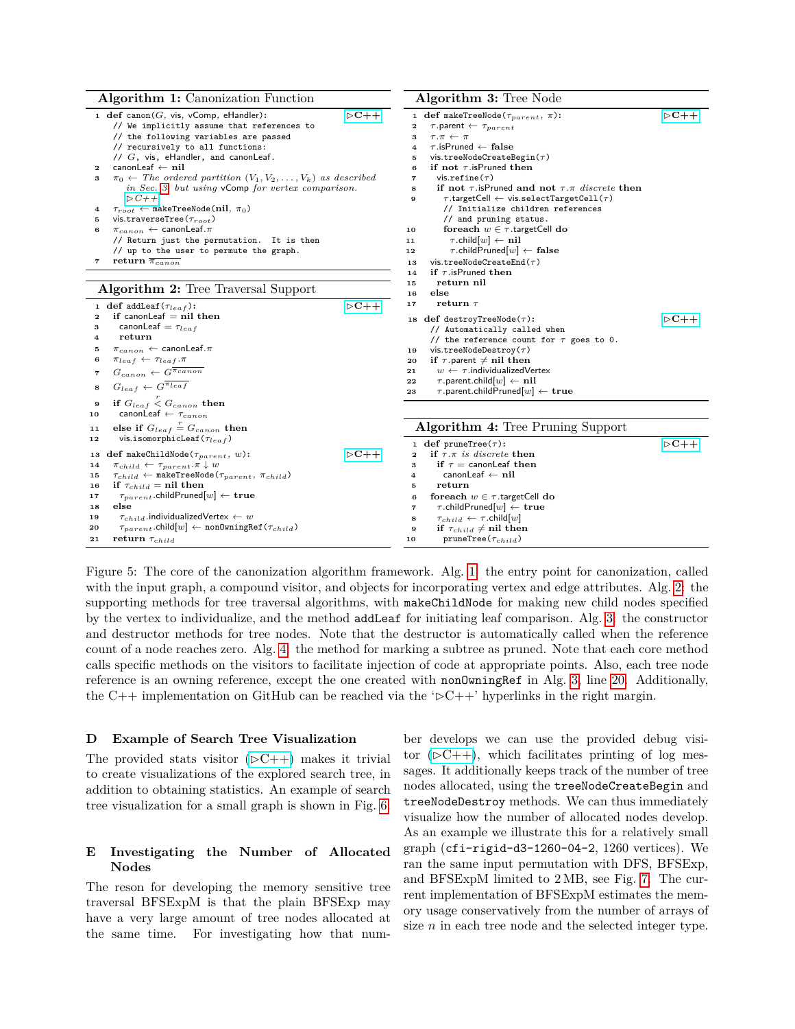**Algorithm 1:** Canonization Function

```
1  def canon(G, vis, vComp, eHandler):                          ▷C++
     // We implicitly assume that references to
     // the following variables are passed
     // recursively to all functions:
     // G, vis, eHandler, and canonLeaf.
2    canonLeaf ← nil
3    π_0 ← The ordered partition (V_1, V_2, ..., V_k) as described
        in Sec. 3, but using vComp for vertex comparison.
        ▷C++
4    τ_root ← makeTreeNode(nil, π_0)
5    vis.traverseTree(τ_root)
6    π_canon ← canonLeaf.π
     // Return just the permutation. It is then
     // up to the user to permute the graph.
7    return π̄_canon
```

**Algorithm 2:** Tree Traversal Support

```
1  def addLeaf(τ_leaf):                                         ▷C++
2    if canonLeaf = nil then
3      canonLeaf = τ_leaf
4      return
5    π_canon ← canonLeaf.π
6    π_leaf ← τ_leaf.π
7    G_canon ← G^{π̄_canon}
8    G_leaf ← G^{π̄_leaf}
9    if G_leaf <^r G_canon then
10     canonLeaf ← τ_canon
11   else if G_leaf =^r G_canon then
12     vis.isomorphicLeaf(τ_leaf)

13 def makeChildNode(τ_parent, w):                              ▷C++
14   π_child ← τ_parent.π ↓ w
15   τ_child ← makeTreeNode(τ_parent, π_child)
16   if τ_child = nil then
17     τ_parent.childPruned[w] ← true
18   else
19     τ_child.individualizedVertex ← w
20     τ_parent.child[w] ← nonOwningRef(τ_child)
21   return τ_child
```

**Algorithm 3:** Tree Node

```
1  def makeTreeNode(τ_parent, π):                               ▷C++
2    τ.parent ← τ_parent
3    τ.π ← π
4    τ.isPruned ← false
5    vis.treeNodeCreateBegin(τ)
6    if not τ.isPruned then
7      vis.refine(τ)
8      if not τ.isPruned and not τ.π discrete then
9        τ.targetCell ← vis.selectTargetCell(τ)
         // Initialize children references
         // and pruning status.
10       foreach w ∈ τ.targetCell do
11         τ.child[w] ← nil
12         τ.childPruned[w] ← false
13   vis.treeNodeCreateEnd(τ)
14   if τ.isPruned then
15     return nil
16   else
17     return τ

18 def destroyTreeNode(τ):                                      ▷C++
     // Automatically called when
     // the reference count for τ goes to 0.
19   vis.treeNodeDestroy(τ)
20   if τ.parent ≠ nil then
21     w ← τ.individualizedVertex
22     τ.parent.child[w] ← nil
23     τ.parent.childPruned[w] ← true
```

**Algorithm 4:** Tree Pruning Support

```
1  def pruneTree(τ):                                            ▷C++
2    if τ.π is discrete then
3      if τ = canonLeaf then
4        canonLeaf ← nil
5      return
6    foreach w ∈ τ.targetCell do
7      τ.childPruned[w] ← true
8      τ_child ← τ.child[w]
9      if τ_child ≠ nil then
10       pruneTree(τ_child)
```

Figure 5: The core of the canonization algorithm framework. Alg. 1: the entry point for canonization, called with the input graph, a compound visitor, and objects for incorporating vertex and edge attributes. Alg. 2: the supporting methods for tree traversal algorithms, with `makeChildNode` for making new child nodes specified by the vertex to individualize, and the method `addLeaf` for initiating leaf comparison. Alg. 3: the constructor and destructor methods for tree nodes. Note that the destructor is automatically called when the reference count of a node reaches zero. Alg. 4: the method for marking a subtree as pruned. Note that each core method calls specific methods on the visitors to facilitate injection of code at appropriate points. Also, each tree node reference is an owning reference, except the one created with `nonOwningRef` in Alg. 3, line 20. Additionally, the C++ implementation on GitHub can be reached via the '▷C++' hyperlinks in the right margin.

## D Example of Search Tree Visualization

The provided stats visitor (▷C++) makes it trivial to create visualizations of the explored search tree, in addition to obtaining statistics. An example of search tree visualization for a small graph is shown in Fig. 6.

## E Investigating the Number of Allocated Nodes

The reson for developing the memory sensitive tree traversal BFSExpM is that the plain BFSExp may have a very large amount of tree nodes allocated at the same time. For investigating how that number develops we can use the provided debug visitor (▷C++), which facilitates printing of log messages. It additionally keeps track of the number of tree nodes allocated, using the `treeNodeCreateBegin` and `treeNodeDestroy` methods. We can thus immediately visualize how the number of allocated nodes develop. As an example we illustrate this for a relatively small graph (`cfi-rigid-d3-1260-04-2`, 1260 vertices). We ran the same input permutation with DFS, BFSExp, and BFSExpM limited to 2 MB, see Fig. 7. The current implementation of BFSExpM estimates the memory usage conservatively from the number of arrays of size $n$ in each tree node and the selected integer type.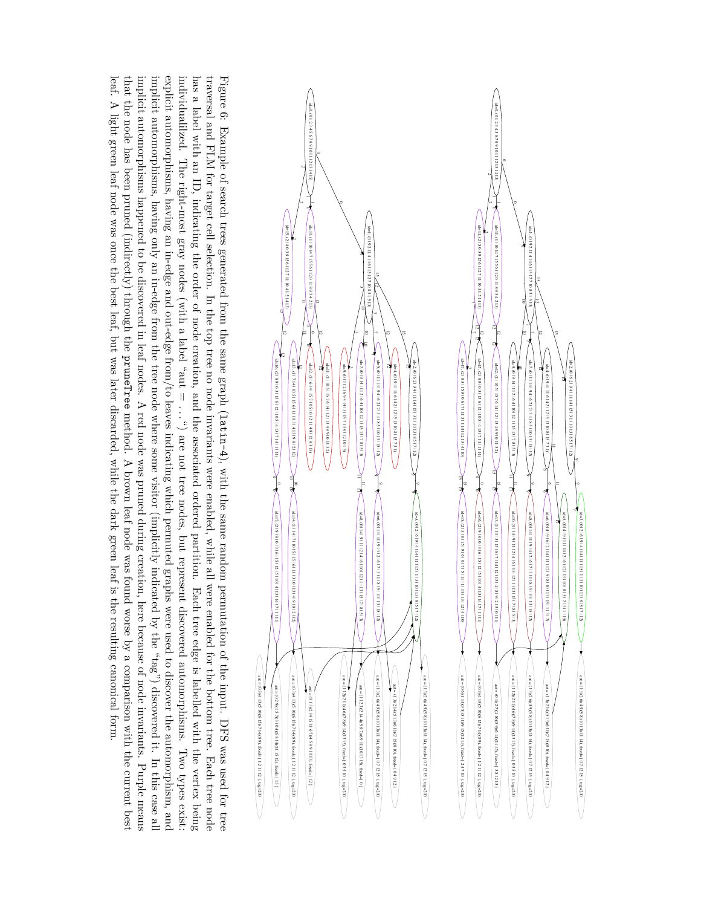Figure 6: Example of search trees generated from the same graph (`latin-4`), with the same random permutation of the input. DFS was used for tree traversal and FLM for target cell selection. In the top tree no node invariants were enabled, while all were enabled for the bottom tree. Each tree node has a label with an ID, indicating the order of node creation, and the associated ordered partition. Each tree edge is labelled with the vertex being individualized. The right-most gray nodes (with a label "aut = ...") are not tree nodes, but represent discovered automorphisms. Two types exist: explicit automorphisms, having an in-edge and out-edge from/to leaves indicating which permuted graphs were used to discover the automorphism, and implicit automorphisms, having only an in-edge from the tree node where some visitor (implicitly indicated by the "tag") discovered it. In this case all implicit automorphisms happened to be discovered in leaf nodes. A red node was pruned during creation, here because of node invariants. Purple means that the node has been pruned (indirectly) through the `pruneTree` method. A brown leaf node was found worse by a comparison with the current best leaf. A light green leaf node was once the best leaf, but was later discarded, while the dark green leaf is the resulting canonical form.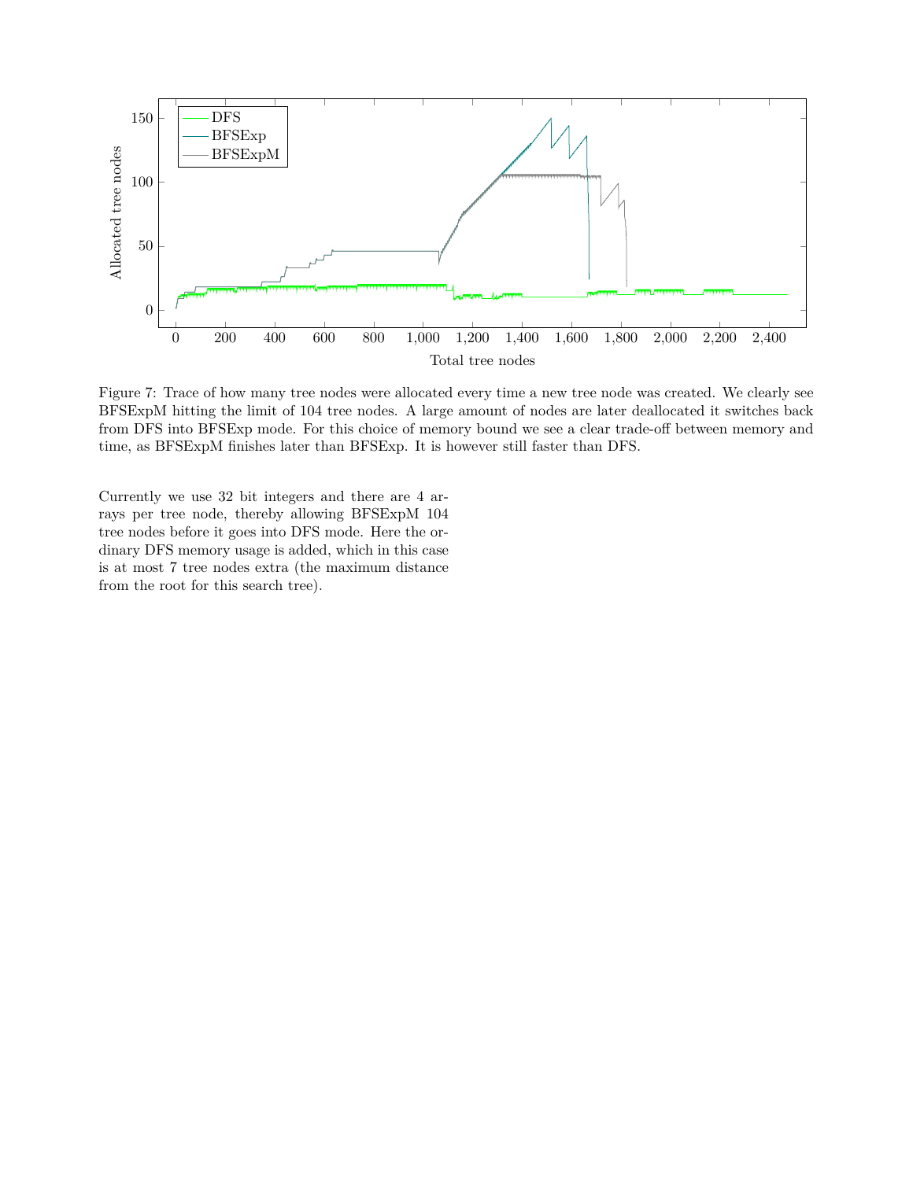DFS
BFSExp
BFSExpM

Allocated tree nodes

150
100
50
0

0 200 400 600 800 1,000 1,200 1,400 1,600 1,800 2,000 2,200 2,400

Total tree nodes

Figure 7: Trace of how many tree nodes were allocated every time a new tree node was created. We clearly see BFSExpM hitting the limit of 104 tree nodes. A large amount of nodes are later deallocated it switches back from DFS into BFSExp mode. For this choice of memory bound we see a clear trade-off between memory and time, as BFSExpM finishes later than BFSExp. It is however still faster than DFS.

Currently we use 32 bit integers and there are 4 arrays per tree node, thereby allowing BFSExpM 104 tree nodes before it goes into DFS mode. Here the ordinary DFS memory usage is added, which in this case is at most 7 tree nodes extra (the maximum distance from the root for this search tree).